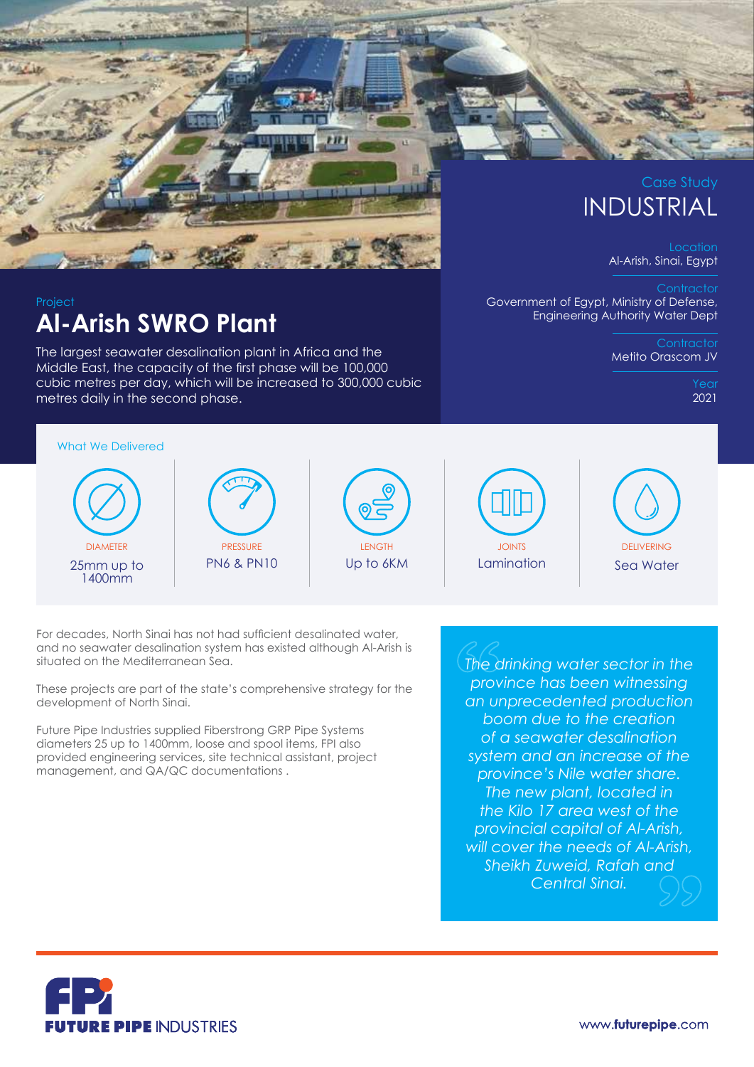Case Study

# INDUSTRIAL

Location
Al-Arish, Sinai, Egypt

Contractor
Government of Egypt, Ministry of Defense, Engineering Authority Water Dept

Contractor
Metito Orascom JV

Year
2021

Project

## Al-Arish SWRO Plant

The largest seawater desalination plant in Africa and the Middle East, the capacity of the first phase will be 100,000 cubic metres per day, which will be increased to 300,000 cubic metres daily in the second phase.

### What We Delivered

| DIAMETER | PRESSURE | LENGTH | JOINTS | DELIVERING |
|---|---|---|---|---|
| 25mm up to 1400mm | PN6 & PN10 | Up to 6KM | Lamination | Sea Water |

For decades, North Sinai has not had sufficient desalinated water, and no seawater desalination system has existed although Al-Arish is situated on the Mediterranean Sea.

These projects are part of the state's comprehensive strategy for the development of North Sinai.

Future Pipe Industries supplied Fiberstrong GRP Pipe Systems diameters 25 up to 1400mm, loose and spool items, FPI also provided engineering services, site technical assistant, project management, and QA/QC documentations .

> *The drinking water sector in the province has been witnessing an unprecedented production boom due to the creation of a seawater desalination system and an increase of the province's Nile water share. The new plant, located in the Kilo 17 area west of the provincial capital of Al-Arish, will cover the needs of Al-Arish, Sheikh Zuweid, Rafah and Central Sinai.*

FUTURE PIPE INDUSTRIES

www.futurepipe.com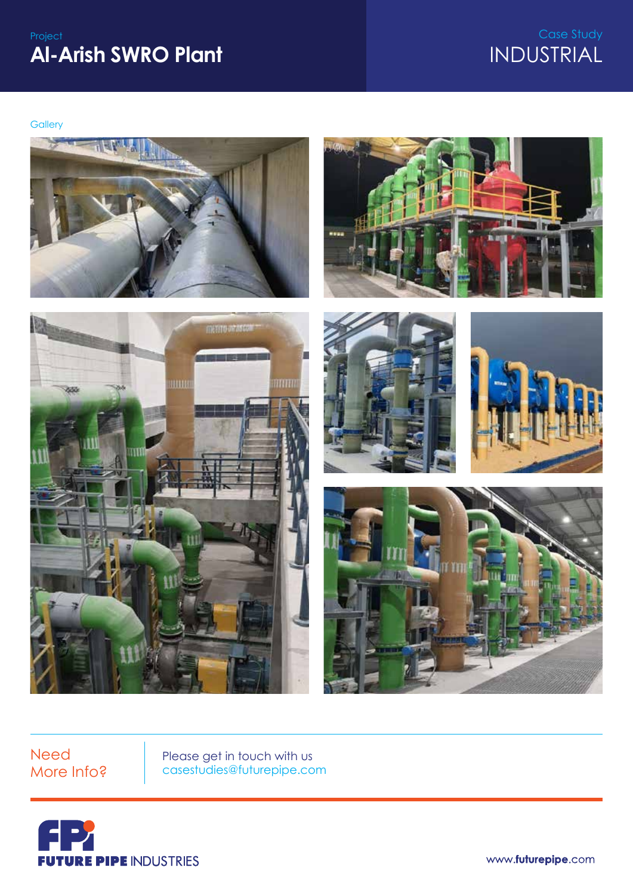Project

# Al-Arish SWRO Plant

Case Study

INDUSTRIAL

Gallery

Need More Info?

Please get in touch with us
casestudies@futurepipe.com

FUTURE PIPE INDUSTRIES

www.futurepipe.com